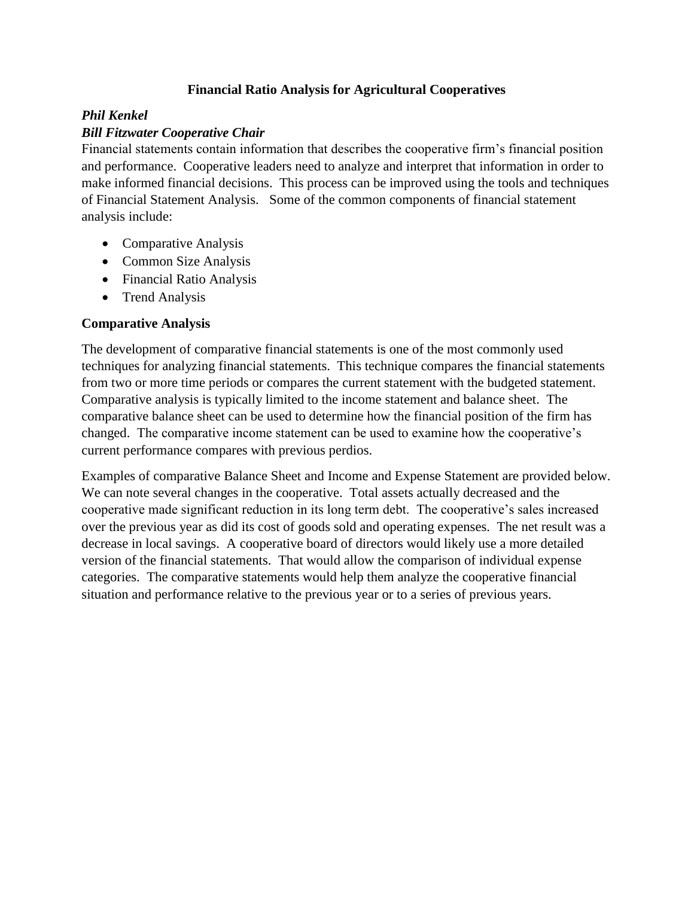# Financial Ratio Analysis for Agricultural Cooperatives

***Phil Kenkel***

***Bill Fitzwater Cooperative Chair***

Financial statements contain information that describes the cooperative firm's financial position and performance. Cooperative leaders need to analyze and interpret that information in order to make informed financial decisions. This process can be improved using the tools and techniques of Financial Statement Analysis. Some of the common components of financial statement analysis include:

- Comparative Analysis
- Common Size Analysis
- Financial Ratio Analysis
- Trend Analysis

## Comparative Analysis

The development of comparative financial statements is one of the most commonly used techniques for analyzing financial statements. This technique compares the financial statements from two or more time periods or compares the current statement with the budgeted statement. Comparative analysis is typically limited to the income statement and balance sheet. The comparative balance sheet can be used to determine how the financial position of the firm has changed. The comparative income statement can be used to examine how the cooperative's current performance compares with previous perdios.

Examples of comparative Balance Sheet and Income and Expense Statement are provided below. We can note several changes in the cooperative. Total assets actually decreased and the cooperative made significant reduction in its long term debt. The cooperative's sales increased over the previous year as did its cost of goods sold and operating expenses. The net result was a decrease in local savings. A cooperative board of directors would likely use a more detailed version of the financial statements. That would allow the comparison of individual expense categories. The comparative statements would help them analyze the cooperative financial situation and performance relative to the previous year or to a series of previous years.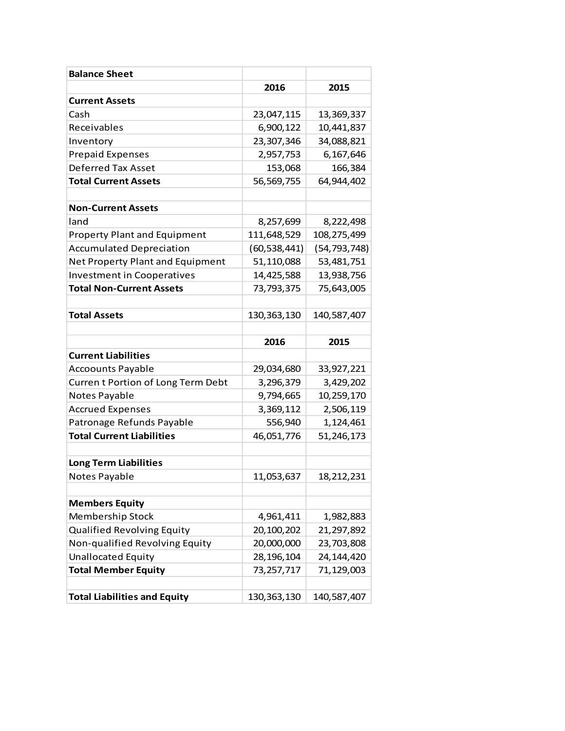| Balance Sheet | | |
|---|---|---|
| | **2016** | **2015** |
| **Current Assets** | | |
| Cash | 23,047,115 | 13,369,337 |
| Receivables | 6,900,122 | 10,441,837 |
| Inventory | 23,307,346 | 34,088,821 |
| Prepaid Expenses | 2,957,753 | 6,167,646 |
| Deferred Tax Asset | 153,068 | 166,384 |
| **Total Current Assets** | 56,569,755 | 64,944,402 |
| | | |
| **Non-Current Assets** | | |
| land | 8,257,699 | 8,222,498 |
| Property Plant and Equipment | 111,648,529 | 108,275,499 |
| Accumulated Depreciation | (60,538,441) | (54,793,748) |
| Net Property Plant and Equipment | 51,110,088 | 53,481,751 |
| Investment in Cooperatives | 14,425,588 | 13,938,756 |
| **Total Non-Current Assets** | 73,793,375 | 75,643,005 |
| | | |
| **Total Assets** | 130,363,130 | 140,587,407 |
| | | |
| | **2016** | **2015** |
| **Current Liabilities** | | |
| Accoounts Payable | 29,034,680 | 33,927,221 |
| Curren t Portion of Long Term Debt | 3,296,379 | 3,429,202 |
| Notes Payable | 9,794,665 | 10,259,170 |
| Accrued Expenses | 3,369,112 | 2,506,119 |
| Patronage Refunds Payable | 556,940 | 1,124,461 |
| **Total Current Liabilities** | 46,051,776 | 51,246,173 |
| | | |
| **Long Term Liabilities** | | |
| Notes Payable | 11,053,637 | 18,212,231 |
| | | |
| **Members Equity** | | |
| Membership Stock | 4,961,411 | 1,982,883 |
| Qualified Revolving Equity | 20,100,202 | 21,297,892 |
| Non-qualified Revolving Equity | 20,000,000 | 23,703,808 |
| Unallocated Equity | 28,196,104 | 24,144,420 |
| **Total Member Equity** | 73,257,717 | 71,129,003 |
| | | |
| **Total Liabilities and Equity** | 130,363,130 | 140,587,407 |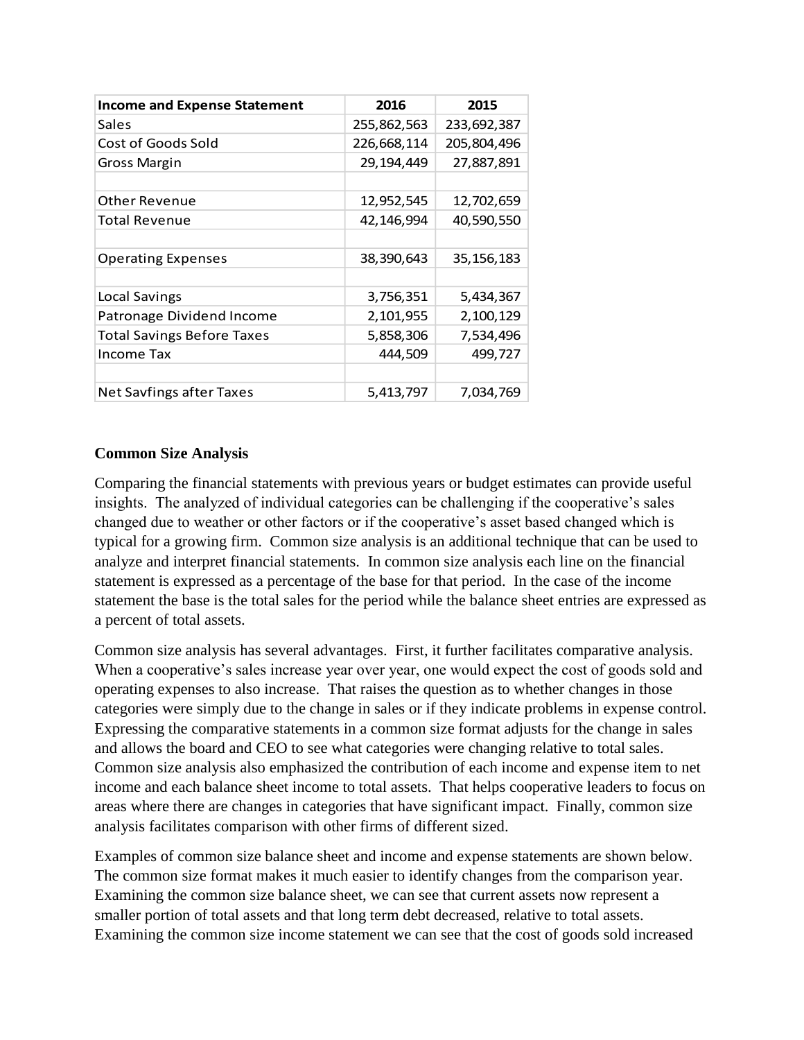| Income and Expense Statement | 2016 | 2015 |
| --- | --- | --- |
| Sales | 255,862,563 | 233,692,387 |
| Cost of Goods Sold | 226,668,114 | 205,804,496 |
| Gross Margin | 29,194,449 | 27,887,891 |
| | | |
| Other Revenue | 12,952,545 | 12,702,659 |
| Total Revenue | 42,146,994 | 40,590,550 |
| | | |
| Operating Expenses | 38,390,643 | 35,156,183 |
| | | |
| Local Savings | 3,756,351 | 5,434,367 |
| Patronage Dividend Income | 2,101,955 | 2,100,129 |
| Total Savings Before Taxes | 5,858,306 | 7,534,496 |
| Income Tax | 444,509 | 499,727 |
| | | |
| Net Savfings after Taxes | 5,413,797 | 7,034,769 |

**Common Size Analysis**

Comparing the financial statements with previous years or budget estimates can provide useful insights. The analyzed of individual categories can be challenging if the cooperative's sales changed due to weather or other factors or if the cooperative's asset based changed which is typical for a growing firm. Common size analysis is an additional technique that can be used to analyze and interpret financial statements. In common size analysis each line on the financial statement is expressed as a percentage of the base for that period. In the case of the income statement the base is the total sales for the period while the balance sheet entries are expressed as a percent of total assets.

Common size analysis has several advantages. First, it further facilitates comparative analysis. When a cooperative's sales increase year over year, one would expect the cost of goods sold and operating expenses to also increase. That raises the question as to whether changes in those categories were simply due to the change in sales or if they indicate problems in expense control. Expressing the comparative statements in a common size format adjusts for the change in sales and allows the board and CEO to see what categories were changing relative to total sales. Common size analysis also emphasized the contribution of each income and expense item to net income and each balance sheet income to total assets. That helps cooperative leaders to focus on areas where there are changes in categories that have significant impact. Finally, common size analysis facilitates comparison with other firms of different sized.

Examples of common size balance sheet and income and expense statements are shown below. The common size format makes it much easier to identify changes from the comparison year. Examining the common size balance sheet, we can see that current assets now represent a smaller portion of total assets and that long term debt decreased, relative to total assets. Examining the common size income statement we can see that the cost of goods sold increased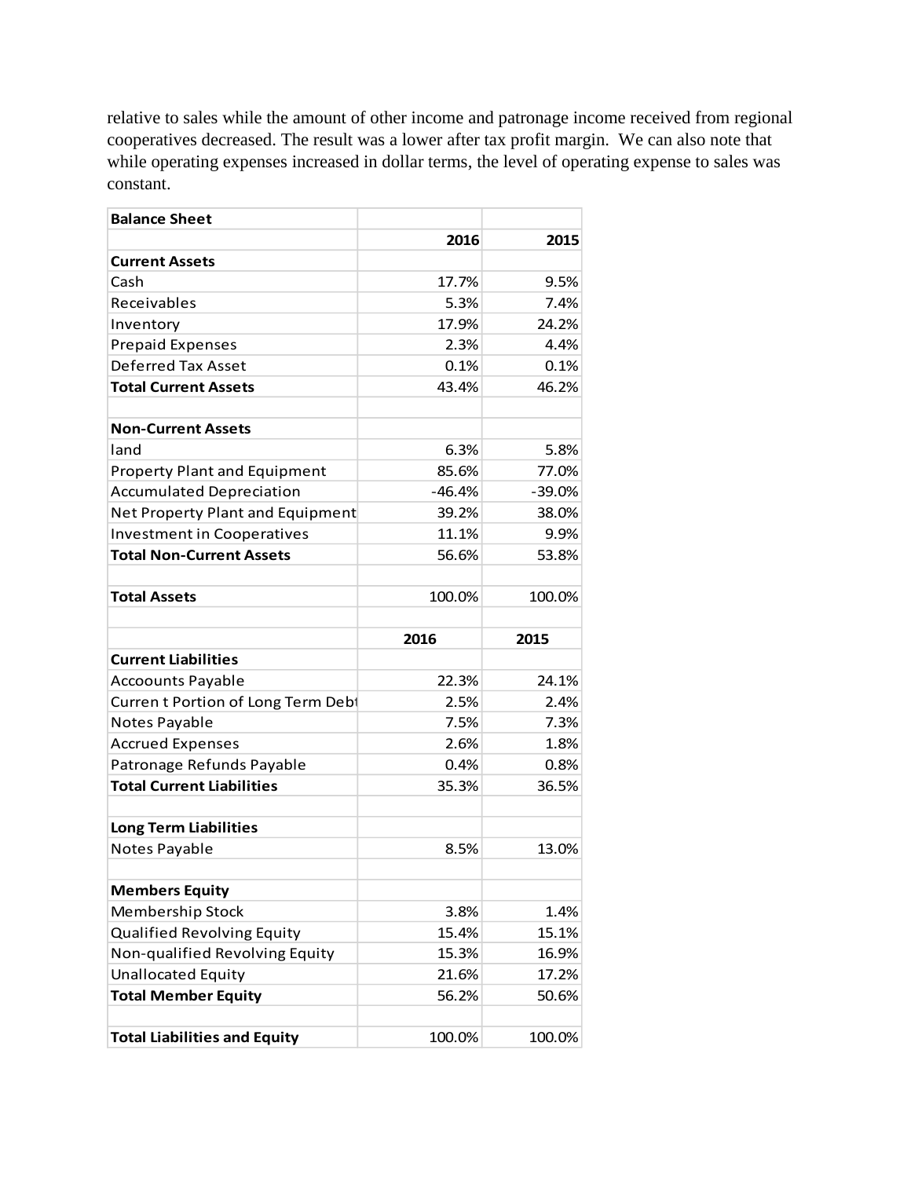relative to sales while the amount of other income and patronage income received from regional cooperatives decreased. The result was a lower after tax profit margin. We can also note that while operating expenses increased in dollar terms, the level of operating expense to sales was constant.

| **Balance Sheet** | | |
|---|---|---|
| | **2016** | **2015** |
| **Current Assets** | | |
| Cash | 17.7% | 9.5% |
| Receivables | 5.3% | 7.4% |
| Inventory | 17.9% | 24.2% |
| Prepaid Expenses | 2.3% | 4.4% |
| Deferred Tax Asset | 0.1% | 0.1% |
| **Total Current Assets** | 43.4% | 46.2% |
| | | |
| **Non-Current Assets** | | |
| land | 6.3% | 5.8% |
| Property Plant and Equipment | 85.6% | 77.0% |
| Accumulated Depreciation | -46.4% | -39.0% |
| Net Property Plant and Equipment | 39.2% | 38.0% |
| Investment in Cooperatives | 11.1% | 9.9% |
| **Total Non-Current Assets** | 56.6% | 53.8% |
| | | |
| **Total Assets** | 100.0% | 100.0% |
| | | |
| | **2016** | **2015** |
| **Current Liabilities** | | |
| Accoounts Payable | 22.3% | 24.1% |
| Curren t Portion of Long Term Debt | 2.5% | 2.4% |
| Notes Payable | 7.5% | 7.3% |
| Accrued Expenses | 2.6% | 1.8% |
| Patronage Refunds Payable | 0.4% | 0.8% |
| **Total Current Liabilities** | 35.3% | 36.5% |
| | | |
| **Long Term Liabilities** | | |
| Notes Payable | 8.5% | 13.0% |
| | | |
| **Members Equity** | | |
| Membership Stock | 3.8% | 1.4% |
| Qualified Revolving Equity | 15.4% | 15.1% |
| Non-qualified Revolving Equity | 15.3% | 16.9% |
| Unallocated Equity | 21.6% | 17.2% |
| **Total Member Equity** | 56.2% | 50.6% |
| | | |
| **Total Liabilities and Equity** | 100.0% | 100.0% |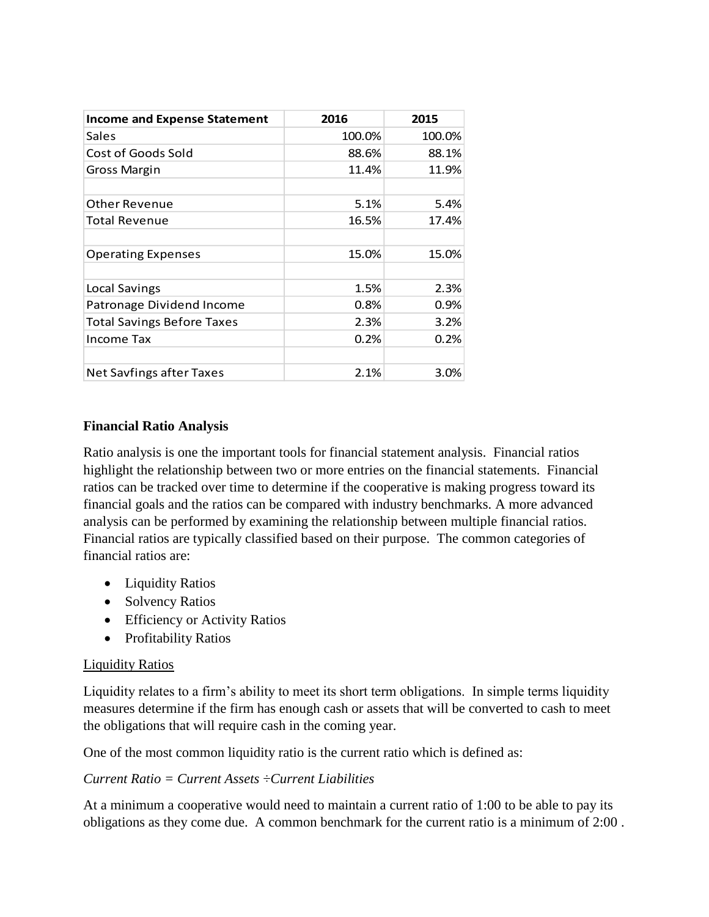| Income and Expense Statement | 2016 | 2015 |
|---|---|---|
| Sales | 100.0% | 100.0% |
| Cost of Goods Sold | 88.6% | 88.1% |
| Gross Margin | 11.4% | 11.9% |
| | | |
| Other Revenue | 5.1% | 5.4% |
| Total Revenue | 16.5% | 17.4% |
| | | |
| Operating Expenses | 15.0% | 15.0% |
| | | |
| Local Savings | 1.5% | 2.3% |
| Patronage Dividend Income | 0.8% | 0.9% |
| Total Savings Before Taxes | 2.3% | 3.2% |
| Income Tax | 0.2% | 0.2% |
| | | |
| Net Savfings after Taxes | 2.1% | 3.0% |

**Financial Ratio Analysis**

Ratio analysis is one the important tools for financial statement analysis. Financial ratios highlight the relationship between two or more entries on the financial statements. Financial ratios can be tracked over time to determine if the cooperative is making progress toward its financial goals and the ratios can be compared with industry benchmarks. A more advanced analysis can be performed by examining the relationship between multiple financial ratios. Financial ratios are typically classified based on their purpose. The common categories of financial ratios are:

- Liquidity Ratios
- Solvency Ratios
- Efficiency or Activity Ratios
- Profitability Ratios

Liquidity Ratios

Liquidity relates to a firm's ability to meet its short term obligations. In simple terms liquidity measures determine if the firm has enough cash or assets that will be converted to cash to meet the obligations that will require cash in the coming year.

One of the most common liquidity ratio is the current ratio which is defined as:

*Current Ratio = Current Assets ÷Current Liabilities*

At a minimum a cooperative would need to maintain a current ratio of 1:00 to be able to pay its obligations as they come due. A common benchmark for the current ratio is a minimum of 2:00 .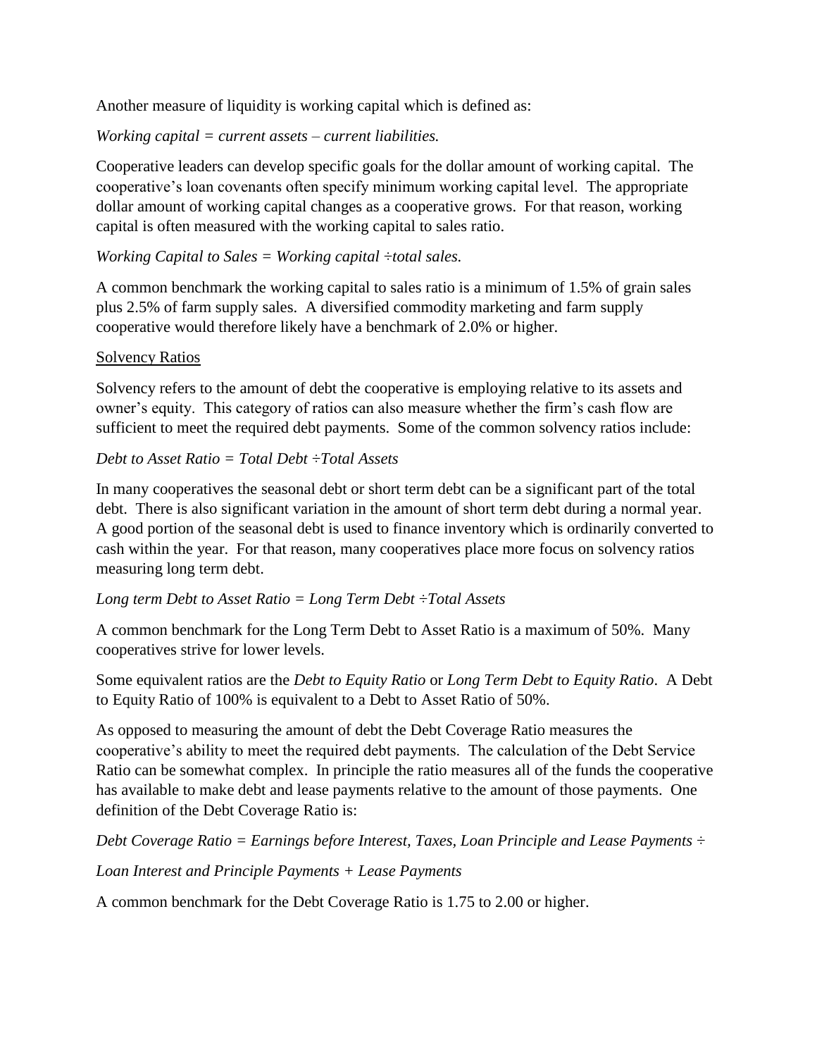Another measure of liquidity is working capital which is defined as:

*Working capital = current assets – current liabilities.*

Cooperative leaders can develop specific goals for the dollar amount of working capital. The cooperative's loan covenants often specify minimum working capital level. The appropriate dollar amount of working capital changes as a cooperative grows. For that reason, working capital is often measured with the working capital to sales ratio.

*Working Capital to Sales = Working capital ÷total sales.*

A common benchmark the working capital to sales ratio is a minimum of 1.5% of grain sales plus 2.5% of farm supply sales. A diversified commodity marketing and farm supply cooperative would therefore likely have a benchmark of 2.0% or higher.

Solvency Ratios

Solvency refers to the amount of debt the cooperative is employing relative to its assets and owner's equity. This category of ratios can also measure whether the firm's cash flow are sufficient to meet the required debt payments. Some of the common solvency ratios include:

*Debt to Asset Ratio = Total Debt ÷Total Assets*

In many cooperatives the seasonal debt or short term debt can be a significant part of the total debt. There is also significant variation in the amount of short term debt during a normal year. A good portion of the seasonal debt is used to finance inventory which is ordinarily converted to cash within the year. For that reason, many cooperatives place more focus on solvency ratios measuring long term debt.

*Long term Debt to Asset Ratio = Long Term Debt ÷Total Assets*

A common benchmark for the Long Term Debt to Asset Ratio is a maximum of 50%. Many cooperatives strive for lower levels.

Some equivalent ratios are the *Debt to Equity Ratio* or *Long Term Debt to Equity Ratio*. A Debt to Equity Ratio of 100% is equivalent to a Debt to Asset Ratio of 50%.

As opposed to measuring the amount of debt the Debt Coverage Ratio measures the cooperative's ability to meet the required debt payments. The calculation of the Debt Service Ratio can be somewhat complex. In principle the ratio measures all of the funds the cooperative has available to make debt and lease payments relative to the amount of those payments. One definition of the Debt Coverage Ratio is:

*Debt Coverage Ratio = Earnings before Interest, Taxes, Loan Principle and Lease Payments ÷*

*Loan Interest and Principle Payments + Lease Payments*

A common benchmark for the Debt Coverage Ratio is 1.75 to 2.00 or higher.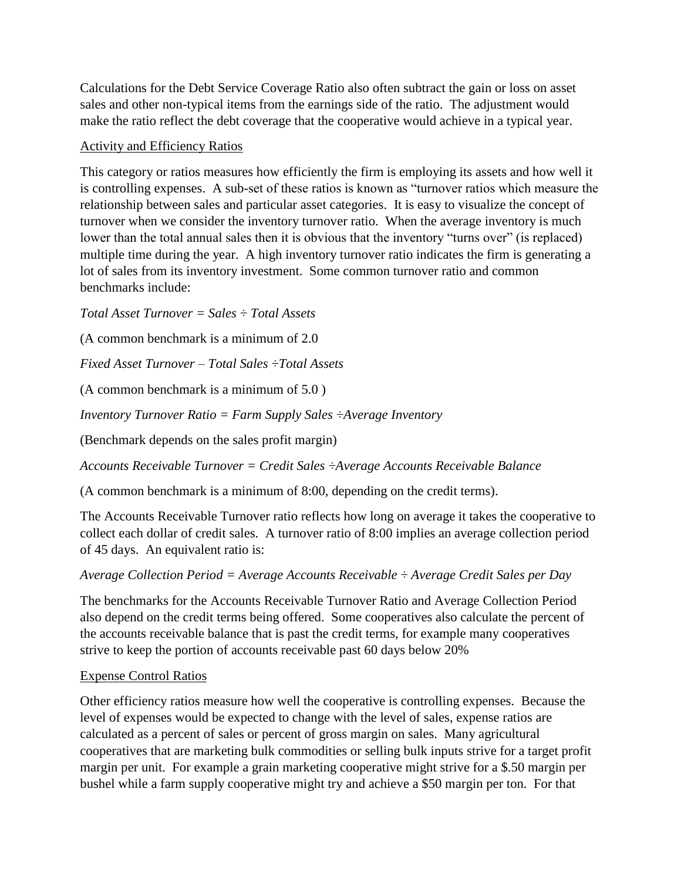Calculations for the Debt Service Coverage Ratio also often subtract the gain or loss on asset sales and other non-typical items from the earnings side of the ratio. The adjustment would make the ratio reflect the debt coverage that the cooperative would achieve in a typical year.

Activity and Efficiency Ratios

This category or ratios measures how efficiently the firm is employing its assets and how well it is controlling expenses. A sub-set of these ratios is known as "turnover ratios which measure the relationship between sales and particular asset categories. It is easy to visualize the concept of turnover when we consider the inventory turnover ratio. When the average inventory is much lower than the total annual sales then it is obvious that the inventory "turns over" (is replaced) multiple time during the year. A high inventory turnover ratio indicates the firm is generating a lot of sales from its inventory investment. Some common turnover ratio and common benchmarks include:

*Total Asset Turnover = Sales ÷ Total Assets*

(A common benchmark is a minimum of 2.0

*Fixed Asset Turnover – Total Sales ÷Total Assets*

(A common benchmark is a minimum of 5.0 )

*Inventory Turnover Ratio = Farm Supply Sales ÷Average Inventory*

(Benchmark depends on the sales profit margin)

*Accounts Receivable Turnover = Credit Sales ÷Average Accounts Receivable Balance*

(A common benchmark is a minimum of 8:00, depending on the credit terms).

The Accounts Receivable Turnover ratio reflects how long on average it takes the cooperative to collect each dollar of credit sales. A turnover ratio of 8:00 implies an average collection period of 45 days. An equivalent ratio is:

*Average Collection Period = Average Accounts Receivable ÷ Average Credit Sales per Day*

The benchmarks for the Accounts Receivable Turnover Ratio and Average Collection Period also depend on the credit terms being offered. Some cooperatives also calculate the percent of the accounts receivable balance that is past the credit terms, for example many cooperatives strive to keep the portion of accounts receivable past 60 days below 20%

Expense Control Ratios

Other efficiency ratios measure how well the cooperative is controlling expenses. Because the level of expenses would be expected to change with the level of sales, expense ratios are calculated as a percent of sales or percent of gross margin on sales. Many agricultural cooperatives that are marketing bulk commodities or selling bulk inputs strive for a target profit margin per unit. For example a grain marketing cooperative might strive for a $.50 margin per bushel while a farm supply cooperative might try and achieve a $50 margin per ton. For that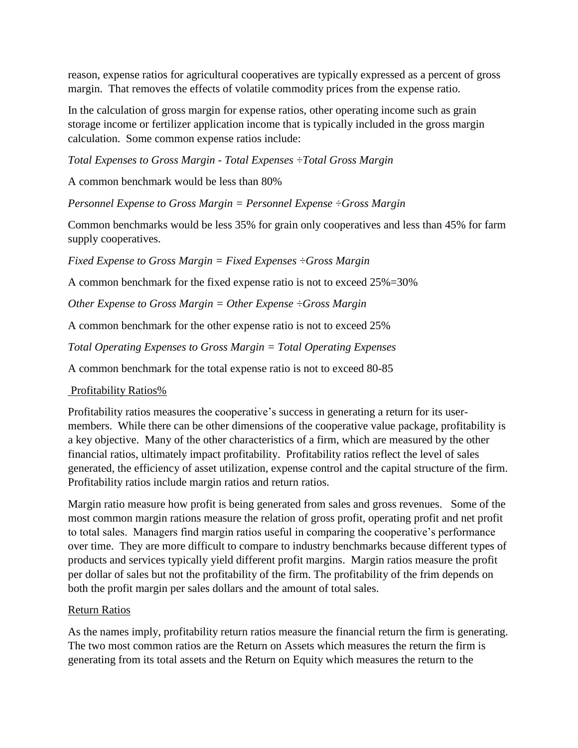reason, expense ratios for agricultural cooperatives are typically expressed as a percent of gross margin. That removes the effects of volatile commodity prices from the expense ratio.

In the calculation of gross margin for expense ratios, other operating income such as grain storage income or fertilizer application income that is typically included in the gross margin calculation. Some common expense ratios include:

*Total Expenses to Gross Margin - Total Expenses ÷Total Gross Margin*

A common benchmark would be less than 80%

*Personnel Expense to Gross Margin = Personnel Expense ÷Gross Margin*

Common benchmarks would be less 35% for grain only cooperatives and less than 45% for farm supply cooperatives.

*Fixed Expense to Gross Margin = Fixed Expenses ÷Gross Margin*

A common benchmark for the fixed expense ratio is not to exceed 25%=30%

*Other Expense to Gross Margin = Other Expense ÷Gross Margin*

A common benchmark for the other expense ratio is not to exceed 25%

*Total Operating Expenses to Gross Margin = Total Operating Expenses*

A common benchmark for the total expense ratio is not to exceed 80-85

Profitability Ratios%

Profitability ratios measures the cooperative's success in generating a return for its user-members. While there can be other dimensions of the cooperative value package, profitability is a key objective. Many of the other characteristics of a firm, which are measured by the other financial ratios, ultimately impact profitability. Profitability ratios reflect the level of sales generated, the efficiency of asset utilization, expense control and the capital structure of the firm. Profitability ratios include margin ratios and return ratios.

Margin ratio measure how profit is being generated from sales and gross revenues. Some of the most common margin rations measure the relation of gross profit, operating profit and net profit to total sales. Managers find margin ratios useful in comparing the cooperative's performance over time. They are more difficult to compare to industry benchmarks because different types of products and services typically yield different profit margins. Margin ratios measure the profit per dollar of sales but not the profitability of the firm. The profitability of the frim depends on both the profit margin per sales dollars and the amount of total sales.

Return Ratios

As the names imply, profitability return ratios measure the financial return the firm is generating. The two most common ratios are the Return on Assets which measures the return the firm is generating from its total assets and the Return on Equity which measures the return to the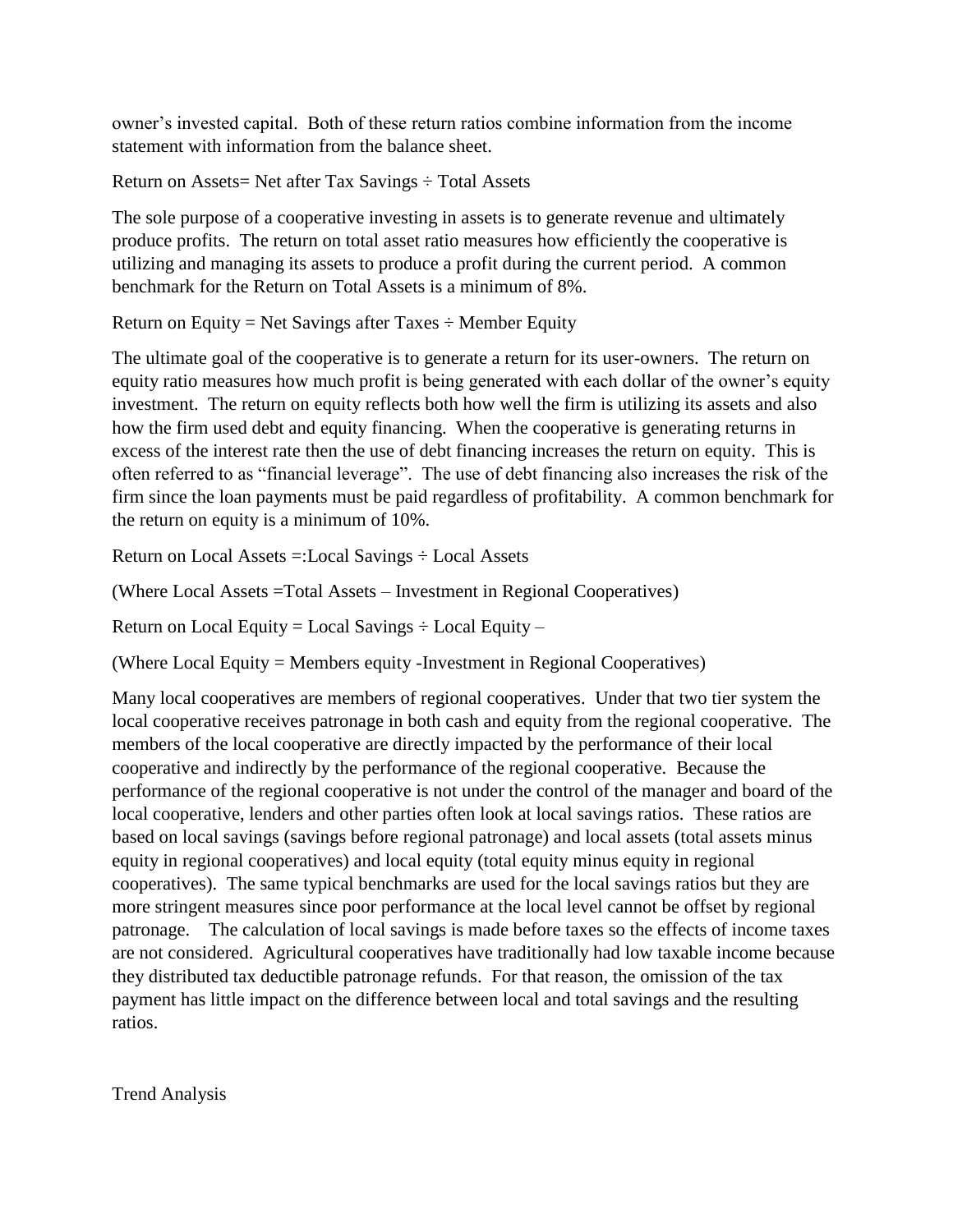owner's invested capital. Both of these return ratios combine information from the income statement with information from the balance sheet.

Return on Assets= Net after Tax Savings ÷ Total Assets

The sole purpose of a cooperative investing in assets is to generate revenue and ultimately produce profits. The return on total asset ratio measures how efficiently the cooperative is utilizing and managing its assets to produce a profit during the current period. A common benchmark for the Return on Total Assets is a minimum of 8%.

Return on Equity = Net Savings after Taxes ÷ Member Equity

The ultimate goal of the cooperative is to generate a return for its user-owners. The return on equity ratio measures how much profit is being generated with each dollar of the owner's equity investment. The return on equity reflects both how well the firm is utilizing its assets and also how the firm used debt and equity financing. When the cooperative is generating returns in excess of the interest rate then the use of debt financing increases the return on equity. This is often referred to as "financial leverage". The use of debt financing also increases the risk of the firm since the loan payments must be paid regardless of profitability. A common benchmark for the return on equity is a minimum of 10%.

Return on Local Assets =:Local Savings ÷ Local Assets

(Where Local Assets =Total Assets – Investment in Regional Cooperatives)

Return on Local Equity = Local Savings ÷ Local Equity –

(Where Local Equity = Members equity -Investment in Regional Cooperatives)

Many local cooperatives are members of regional cooperatives. Under that two tier system the local cooperative receives patronage in both cash and equity from the regional cooperative. The members of the local cooperative are directly impacted by the performance of their local cooperative and indirectly by the performance of the regional cooperative. Because the performance of the regional cooperative is not under the control of the manager and board of the local cooperative, lenders and other parties often look at local savings ratios. These ratios are based on local savings (savings before regional patronage) and local assets (total assets minus equity in regional cooperatives) and local equity (total equity minus equity in regional cooperatives). The same typical benchmarks are used for the local savings ratios but they are more stringent measures since poor performance at the local level cannot be offset by regional patronage. The calculation of local savings is made before taxes so the effects of income taxes are not considered. Agricultural cooperatives have traditionally had low taxable income because they distributed tax deductible patronage refunds. For that reason, the omission of the tax payment has little impact on the difference between local and total savings and the resulting ratios.

Trend Analysis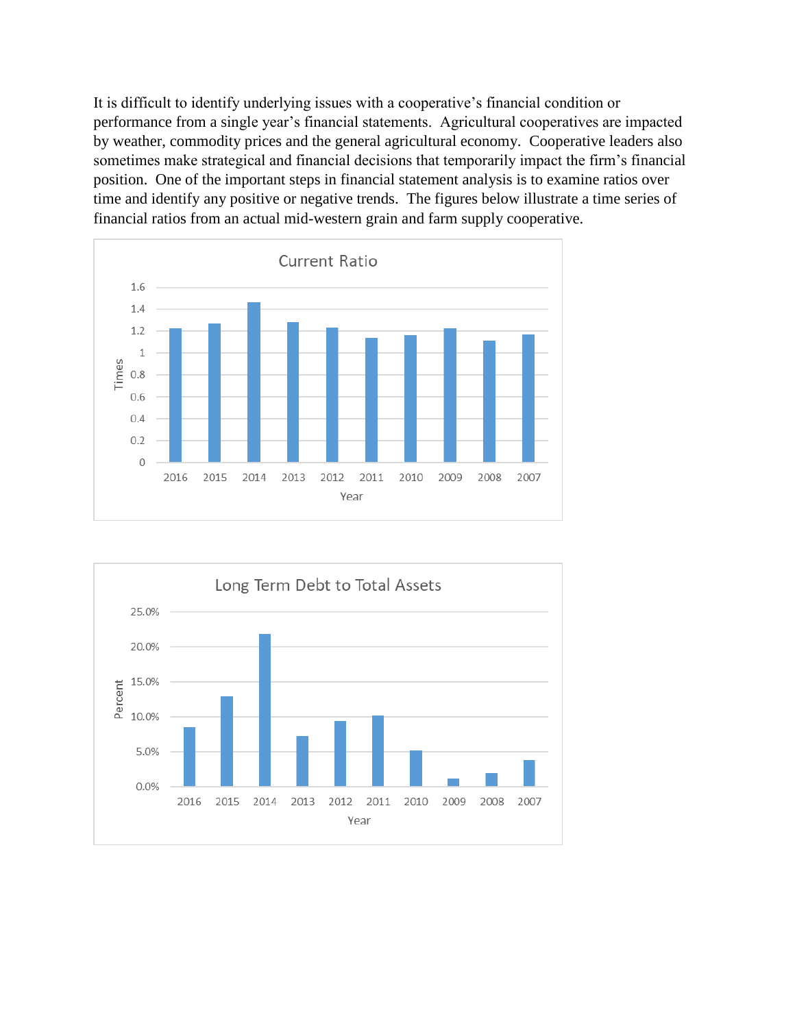It is difficult to identify underlying issues with a cooperative's financial condition or performance from a single year's financial statements. Agricultural cooperatives are impacted by weather, commodity prices and the general agricultural economy. Cooperative leaders also sometimes make strategical and financial decisions that temporarily impact the firm's financial position. One of the important steps in financial statement analysis is to examine ratios over time and identify any positive or negative trends. The figures below illustrate a time series of financial ratios from an actual mid-western grain and farm supply cooperative.

**Current Ratio**

(Bar chart; y-axis: Times, 0 to 1.6; x-axis: Year, 2016 to 2007)

**Long Term Debt to Total Assets**

(Bar chart; y-axis: Percent, 0.0% to 25.0%; x-axis: Year, 2016 to 2007)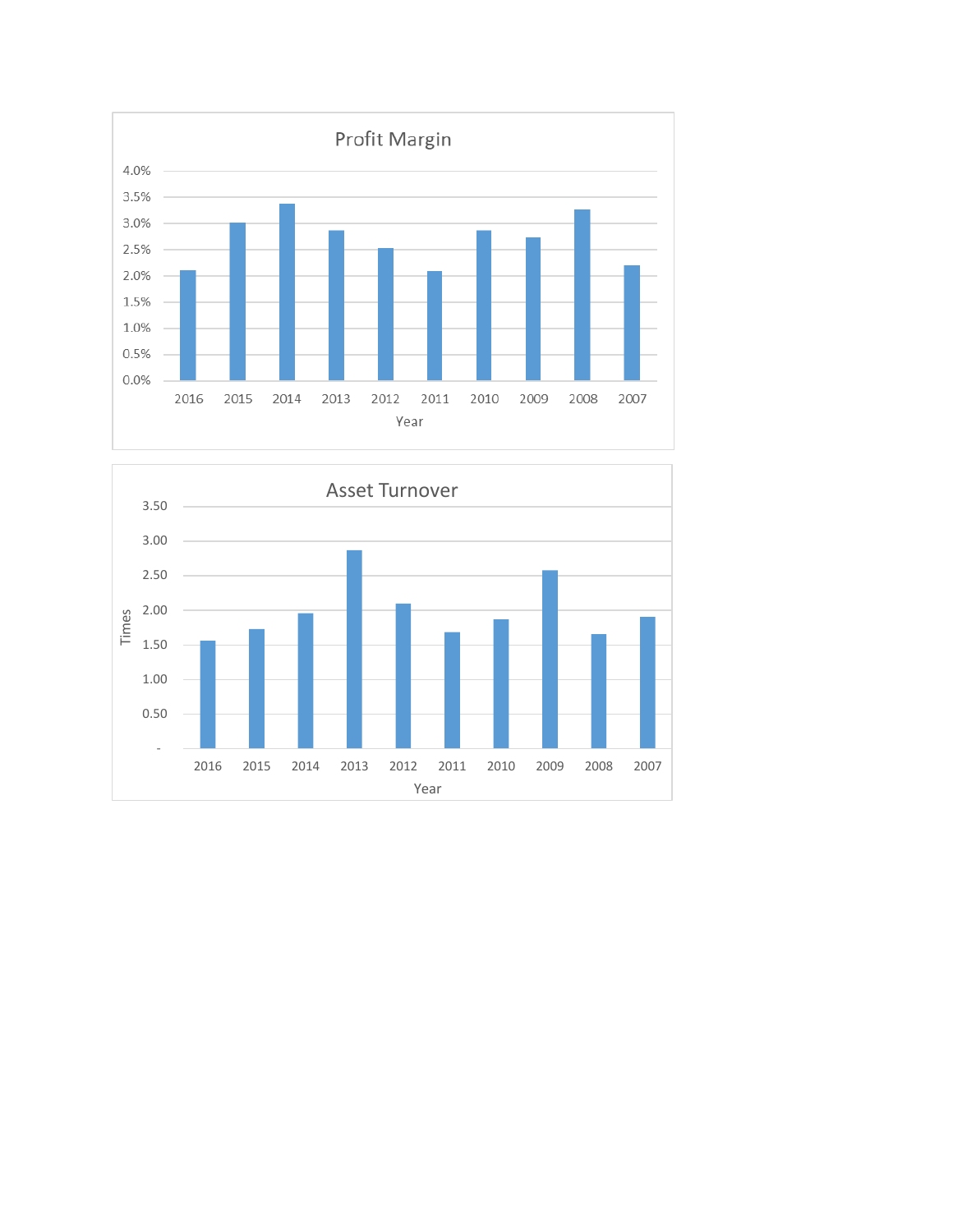## Profit Margin

| Year | Profit Margin |
|---|---|
| 2016 | 2.1% |
| 2015 | 3.0% |
| 2014 | 3.4% |
| 2013 | 2.9% |
| 2012 | 2.5% |
| 2011 | 2.1% |
| 2010 | 2.9% |
| 2009 | 2.7% |
| 2008 | 3.3% |
| 2007 | 2.2% |

## Asset Turnover

| Year | Times |
|---|---|
| 2016 | 1.56 |
| 2015 | 1.73 |
| 2014 | 1.96 |
| 2013 | 2.87 |
| 2012 | 2.10 |
| 2011 | 1.68 |
| 2010 | 1.87 |
| 2009 | 2.58 |
| 2008 | 1.66 |
| 2007 | 1.91 |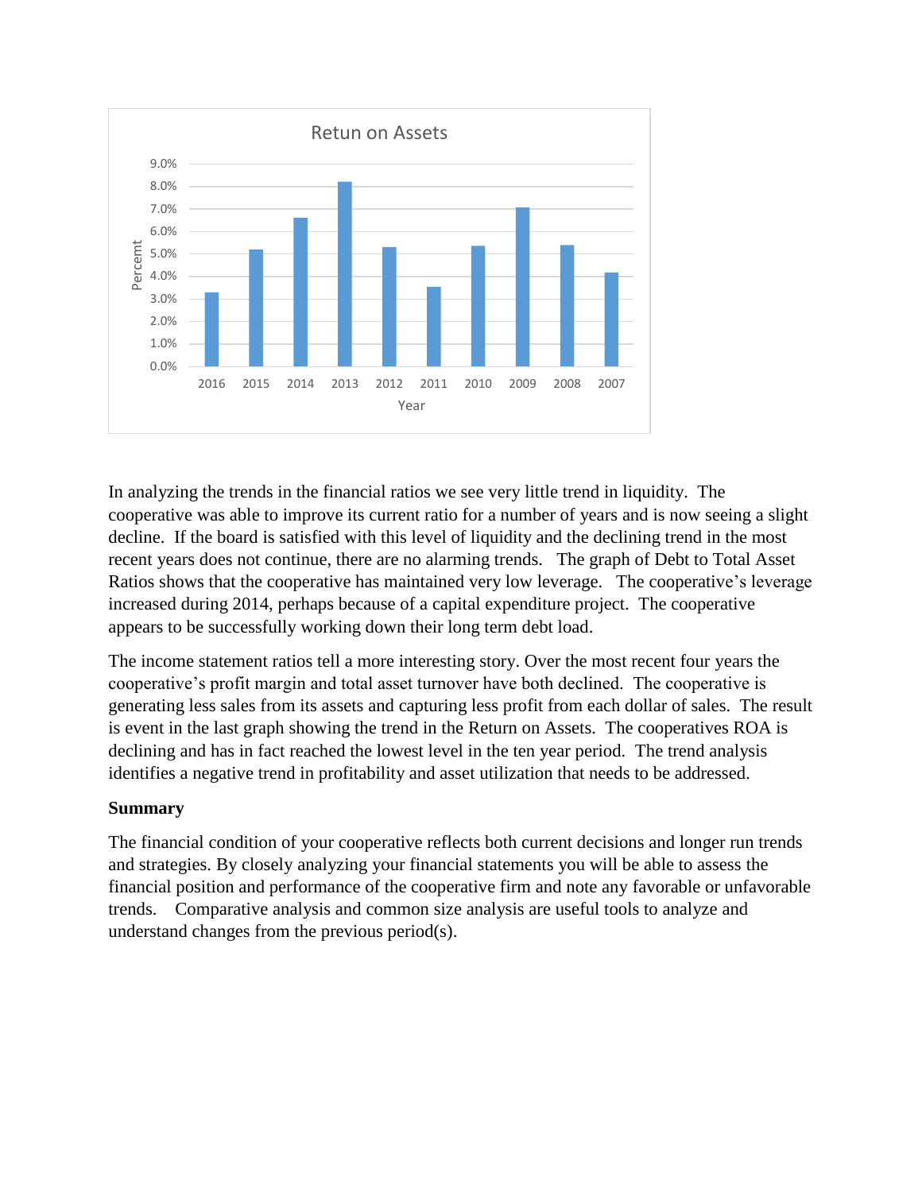Retun on Assets

Percent

9.0%
8.0%
7.0%
6.0%
5.0%
4.0%
3.0%
2.0%
1.0%
0.0%

2016 2015 2014 2013 2012 2011 2010 2009 2008 2007

Year

In analyzing the trends in the financial ratios we see very little trend in liquidity. The cooperative was able to improve its current ratio for a number of years and is now seeing a slight decline. If the board is satisfied with this level of liquidity and the declining trend in the most recent years does not continue, there are no alarming trends. The graph of Debt to Total Asset Ratios shows that the cooperative has maintained very low leverage. The cooperative's leverage increased during 2014, perhaps because of a capital expenditure project. The cooperative appears to be successfully working down their long term debt load.

The income statement ratios tell a more interesting story. Over the most recent four years the cooperative's profit margin and total asset turnover have both declined. The cooperative is generating less sales from its assets and capturing less profit from each dollar of sales. The result is event in the last graph showing the trend in the Return on Assets. The cooperatives ROA is declining and has in fact reached the lowest level in the ten year period. The trend analysis identifies a negative trend in profitability and asset utilization that needs to be addressed.

**Summary**

The financial condition of your cooperative reflects both current decisions and longer run trends and strategies. By closely analyzing your financial statements you will be able to assess the financial position and performance of the cooperative firm and note any favorable or unfavorable trends. Comparative analysis and common size analysis are useful tools to analyze and understand changes from the previous period(s).